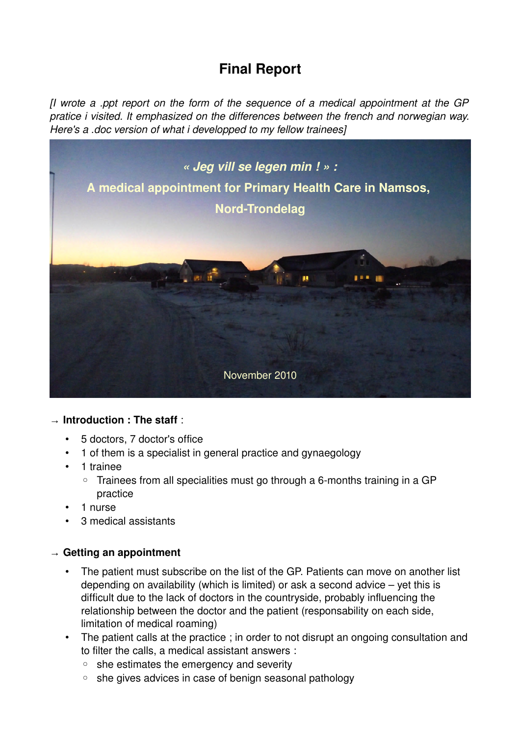# Final Report

*[I wrote a .ppt report on the form of the sequence of a medical appointment at the GP pratice i visited. It emphasized on the differences between the french and norwegian way. Here's a .doc version of what i developped to my fellow trainees]*

***« Jeg vill se legen min ! » :***

**A medical appointment for Primary Health Care in Namsos, Nord-Trondelag**

November 2010

→ **Introduction : The staff** :

- 5 doctors, 7 doctor's office
- 1 of them is a specialist in general practice and gynaegology
- 1 trainee
  - Trainees from all specialities must go through a 6-months training in a GP practice
- 1 nurse
- 3 medical assistants

→ **Getting an appointment**

- The patient must subscribe on the list of the GP. Patients can move on another list depending on availability (which is limited) or ask a second advice – yet this is difficult due to the lack of doctors in the countryside, probably influencing the relationship between the doctor and the patient (responsability on each side, limitation of medical roaming)
- The patient calls at the practice ; in order to not disrupt an ongoing consultation and to filter the calls, a medical assistant answers :
  - she estimates the emergency and severity
  - she gives advices in case of benign seasonal pathology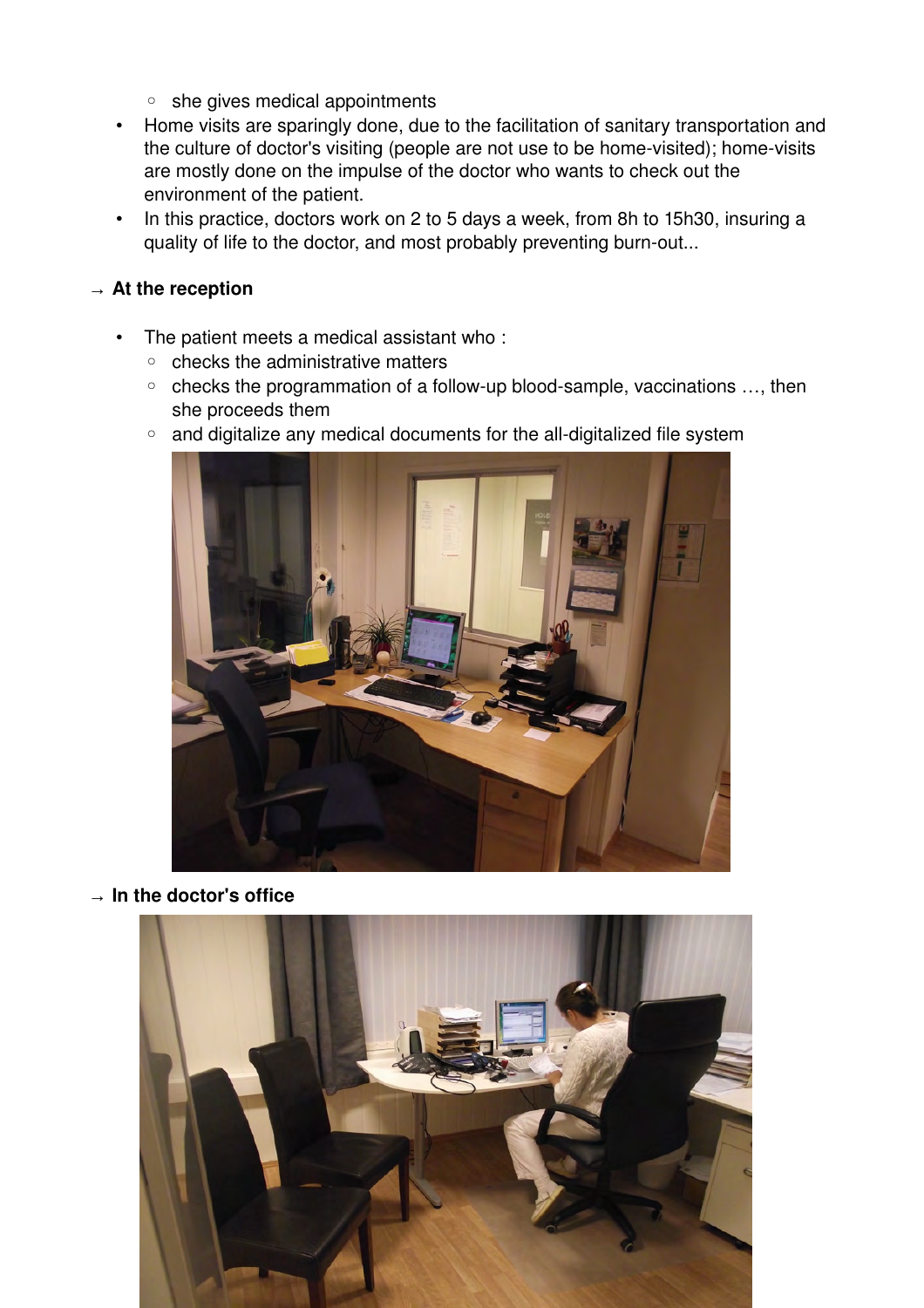- she gives medical appointments
- Home visits are sparingly done, due to the facilitation of sanitary transportation and the culture of doctor's visiting (people are not use to be home-visited); home-visits are mostly done on the impulse of the doctor who wants to check out the environment of the patient.
- In this practice, doctors work on 2 to 5 days a week, from 8h to 15h30, insuring a quality of life to the doctor, and most probably preventing burn-out...

→ **At the reception**

- The patient meets a medical assistant who :
  - checks the administrative matters
  - checks the programmation of a follow-up blood-sample, vaccinations …, then she proceeds them
  - and digitalize any medical documents for the all-digitalized file system

→ **In the doctor's office**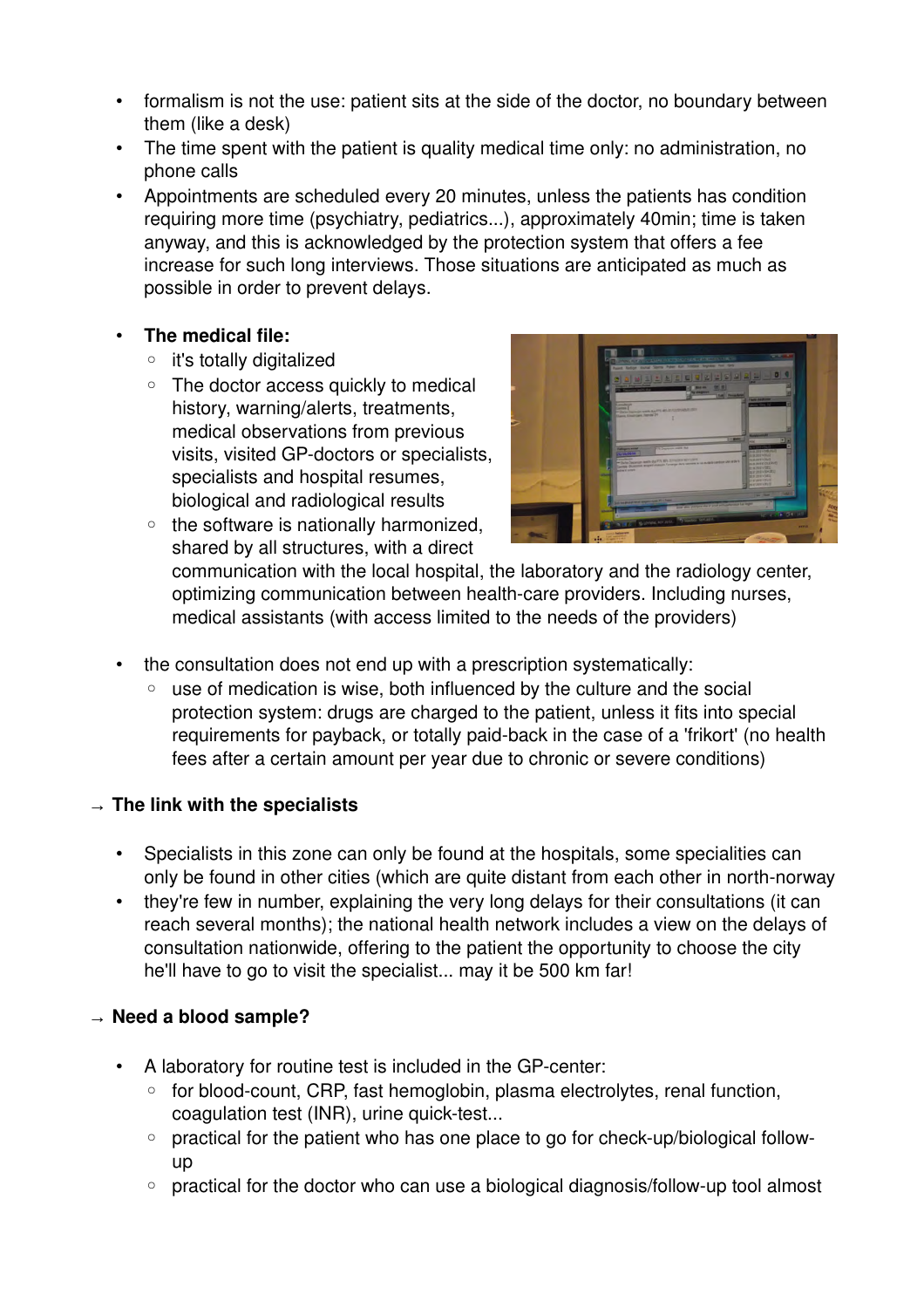- formalism is not the use: patient sits at the side of the doctor, no boundary between them (like a desk)
- The time spent with the patient is quality medical time only: no administration, no phone calls
- Appointments are scheduled every 20 minutes, unless the patients has condition requiring more time (psychiatry, pediatrics...), approximately 40min; time is taken anyway, and this is acknowledged by the protection system that offers a fee increase for such long interviews. Those situations are anticipated as much as possible in order to prevent delays.

- **The medical file:**
  - it's totally digitalized
  - The doctor access quickly to medical history, warning/alerts, treatments, medical observations from previous visits, visited GP-doctors or specialists, specialists and hospital resumes, biological and radiological results
  - the software is nationally harmonized, shared by all structures, with a direct communication with the local hospital, the laboratory and the radiology center, optimizing communication between health-care providers. Including nurses, medical assistants (with access limited to the needs of the providers)

- the consultation does not end up with a prescription systematically:
  - use of medication is wise, both influenced by the culture and the social protection system: drugs are charged to the patient, unless it fits into special requirements for payback, or totally paid-back in the case of a 'frikort' (no health fees after a certain amount per year due to chronic or severe conditions)

### → The link with the specialists

- Specialists in this zone can only be found at the hospitals, some specialities can only be found in other cities (which are quite distant from each other in north-norway
- they're few in number, explaining the very long delays for their consultations (it can reach several months); the national health network includes a view on the delays of consultation nationwide, offering to the patient the opportunity to choose the city he'll have to go to visit the specialist... may it be 500 km far!

### → Need a blood sample?

- A laboratory for routine test is included in the GP-center:
  - for blood-count, CRP, fast hemoglobin, plasma electrolytes, renal function, coagulation test (INR), urine quick-test...
  - practical for the patient who has one place to go for check-up/biological follow-up
  - practical for the doctor who can use a biological diagnosis/follow-up tool almost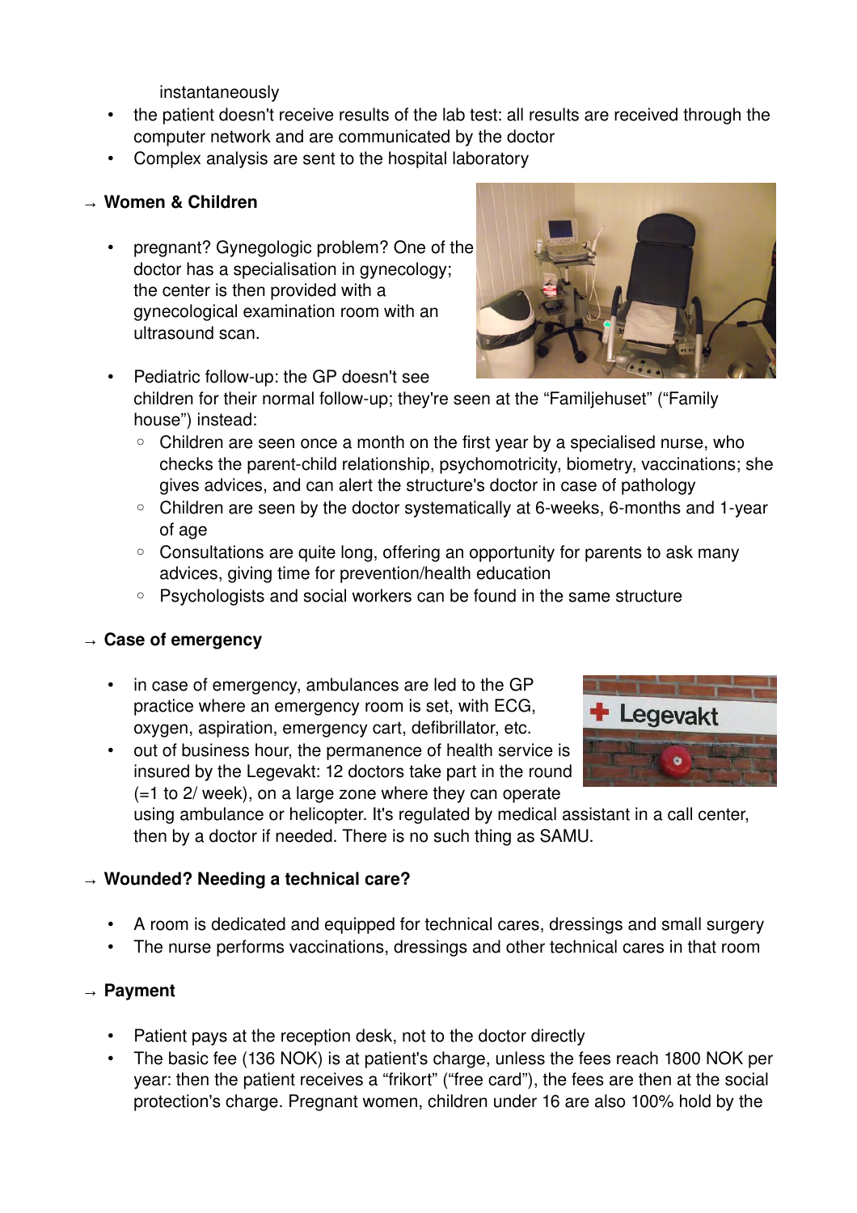instantaneously

- the patient doesn't receive results of the lab test: all results are received through the computer network and are communicated by the doctor
- Complex analysis are sent to the hospital laboratory

→ **Women & Children**

- pregnant? Gynegologic problem? One of the doctor has a specialisation in gynecology; the center is then provided with a gynecological examination room with an ultrasound scan.
- Pediatric follow-up: the GP doesn't see children for their normal follow-up; they're seen at the "Familjehuset" ("Family house") instead:
  - Children are seen once a month on the first year by a specialised nurse, who checks the parent-child relationship, psychomotricity, biometry, vaccinations; she gives advices, and can alert the structure's doctor in case of pathology
  - Children are seen by the doctor systematically at 6-weeks, 6-months and 1-year of age
  - Consultations are quite long, offering an opportunity for parents to ask many advices, giving time for prevention/health education
  - Psychologists and social workers can be found in the same structure

→ **Case of emergency**

- in case of emergency, ambulances are led to the GP practice where an emergency room is set, with ECG, oxygen, aspiration, emergency cart, defibrillator, etc.
- out of business hour, the permanence of health service is insured by the Legevakt: 12 doctors take part in the round (=1 to 2/ week), on a large zone where they can operate using ambulance or helicopter. It's regulated by medical assistant in a call center, then by a doctor if needed. There is no such thing as SAMU.

→ **Wounded? Needing a technical care?**

- A room is dedicated and equipped for technical cares, dressings and small surgery
- The nurse performs vaccinations, dressings and other technical cares in that room

→ **Payment**

- Patient pays at the reception desk, not to the doctor directly
- The basic fee (136 NOK) is at patient's charge, unless the fees reach 1800 NOK per year: then the patient receives a "frikort" ("free card"), the fees are then at the social protection's charge. Pregnant women, children under 16 are also 100% hold by the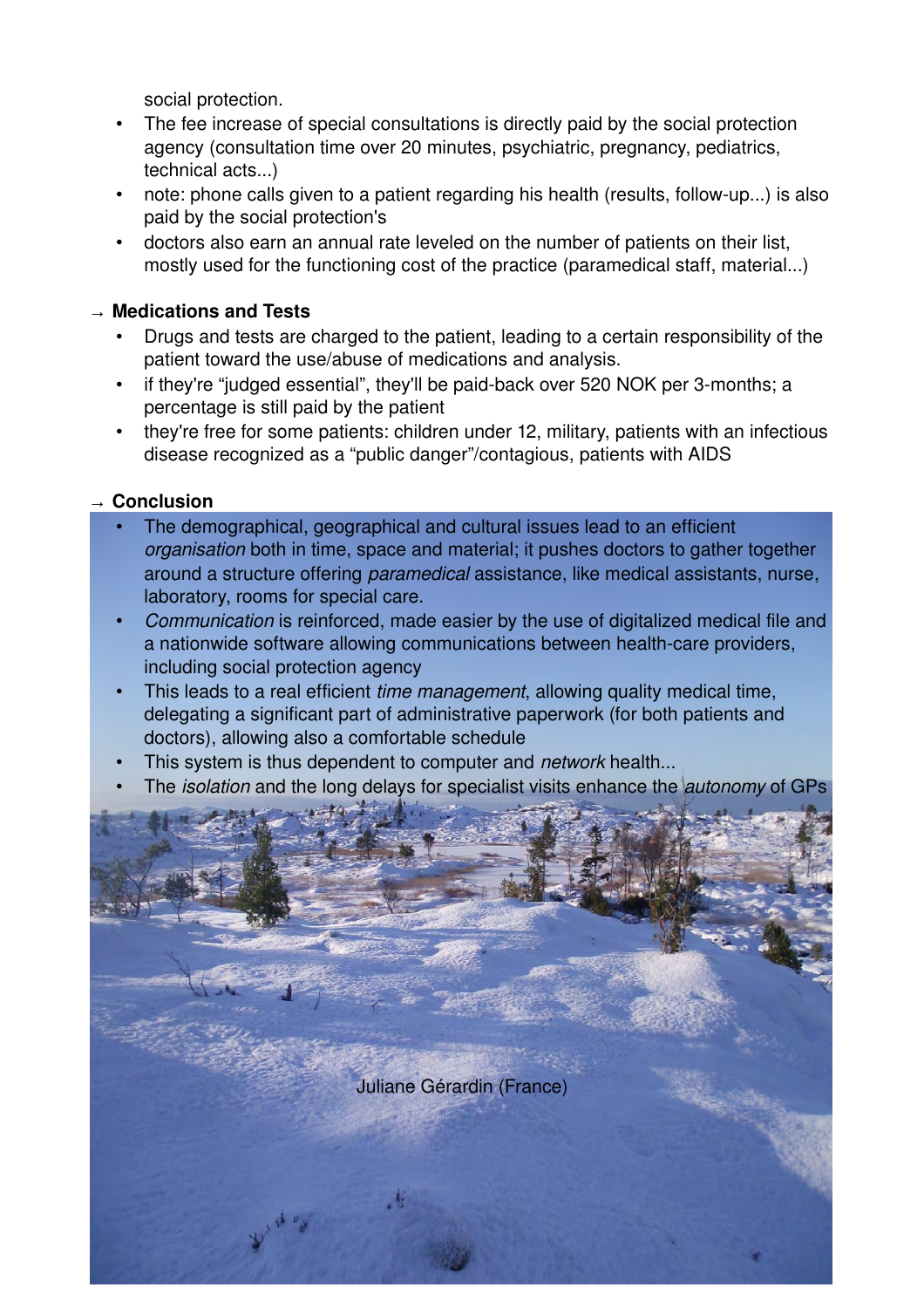social protection.

- The fee increase of special consultations is directly paid by the social protection agency (consultation time over 20 minutes, psychiatric, pregnancy, pediatrics, technical acts...)
- note: phone calls given to a patient regarding his health (results, follow-up...) is also paid by the social protection's
- doctors also earn an annual rate leveled on the number of patients on their list, mostly used for the functioning cost of the practice (paramedical staff, material...)

### → Medications and Tests

- Drugs and tests are charged to the patient, leading to a certain responsibility of the patient toward the use/abuse of medications and analysis.
- if they're "judged essential", they'll be paid-back over 520 NOK per 3-months; a percentage is still paid by the patient
- they're free for some patients: children under 12, military, patients with an infectious disease recognized as a "public danger"/contagious, patients with AIDS

### → Conclusion

- The demographical, geographical and cultural issues lead to an efficient *organisation* both in time, space and material; it pushes doctors to gather together around a structure offering *paramedical* assistance, like medical assistants, nurse, laboratory, rooms for special care.
- *Communication* is reinforced, made easier by the use of digitalized medical file and a nationwide software allowing communications between health-care providers, including social protection agency
- This leads to a real efficient *time management*, allowing quality medical time, delegating a significant part of administrative paperwork (for both patients and doctors), allowing also a comfortable schedule
- This system is thus dependent to computer and *network* health...
- The *isolation* and the long delays for specialist visits enhance the *autonomy* of GPs

Juliane Gérardin (France)